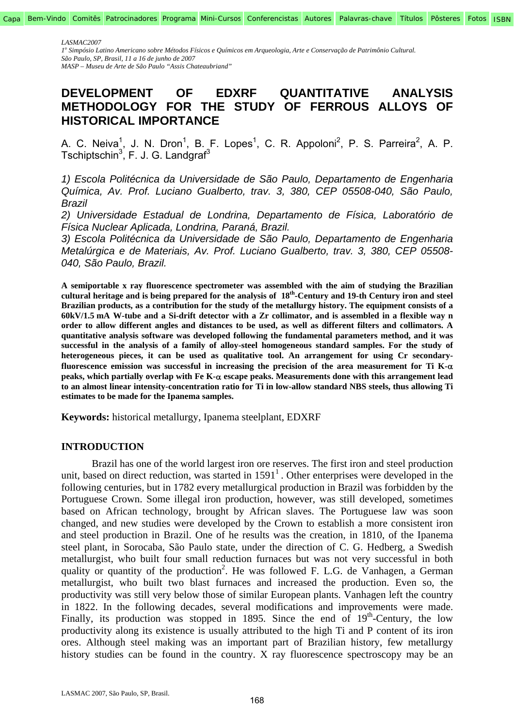*LASMAC2007*
*1° Simpósio Latino Americano sobre Métodos Físicos e Químicos em Arqueologia, Arte e Conservação de Patrimônio Cultural.*
*São Paulo, SP, Brasil, 11 a 16 de junho de 2007*
*MASP – Museu de Arte de São Paulo "Assis Chateaubriand"*

# DEVELOPMENT OF EDXRF QUANTITATIVE ANALYSIS METHODOLOGY FOR THE STUDY OF FERROUS ALLOYS OF HISTORICAL IMPORTANCE

A. C. Neiva[1], J. N. Dron[1], B. F. Lopes[1], C. R. Appoloni[2], P. S. Parreira[2], A. P. Tschiptschin[3], F. J. G. Landgraf[3]

*1) Escola Politécnica da Universidade de São Paulo, Departamento de Engenharia Química, Av. Prof. Luciano Gualberto, trav. 3, 380, CEP 05508-040, São Paulo, Brazil*
*2) Universidade Estadual de Londrina, Departamento de Física, Laboratório de Física Nuclear Aplicada, Londrina, Paraná, Brazil.*
*3) Escola Politécnica da Universidade de São Paulo, Departamento de Engenharia Metalúrgica e de Materiais, Av. Prof. Luciano Gualberto, trav. 3, 380, CEP 05508-040, São Paulo, Brazil.*

**A semiportable x ray fluorescence spectrometer was assembled with the aim of studying the Brazilian cultural heritage and is being prepared for the analysis of 18$^{th}$-Century and 19-th Century iron and steel Brazilian products, as a contribution for the study of the metallurgy history. The equipment consists of a 60kV/1.5 mA W-tube and a Si-drift detector with a Zr collimator, and is assembled in a flexible way n order to allow different angles and distances to be used, as well as different filters and collimators. A quantitative analysis software was developed following the fundamental parameters method, and it was successful in the analysis of a family of alloy-steel homogeneous standard samples. For the study of heterogeneous pieces, it can be used as qualitative tool. An arrangement for using Cr secondary-fluorescence emission was successful in increasing the precision of the area measurement for Ti K-$\alpha$ peaks, which partially overlap with Fe K-$\alpha$ escape peaks. Measurements done with this arrangement lead to an almost linear intensity-concentration ratio for Ti in low-allow standard NBS steels, thus allowing Ti estimates to be made for the Ipanema samples.**

**Keywords:** historical metallurgy, Ipanema steelplant, EDXRF

## INTRODUCTION

Brazil has one of the world largest iron ore reserves. The first iron and steel production unit, based on direct reduction, was started in 1591[1] . Other enterprises were developed in the following centuries, but in 1782 every metallurgical production in Brazil was forbidden by the Portuguese Crown. Some illegal iron production, however, was still developed, sometimes based on African technology, brought by African slaves. The Portuguese law was soon changed, and new studies were developed by the Crown to establish a more consistent iron and steel production in Brazil. One of he results was the creation, in 1810, of the Ipanema steel plant, in Sorocaba, São Paulo state, under the direction of C. G. Hedberg, a Swedish metallurgist, who built four small reduction furnaces but was not very successful in both quality or quantity of the production[2]. He was followed F. L.G. de Vanhagen, a German metallurgist, who built two blast furnaces and increased the production. Even so, the productivity was still very below those of similar European plants. Vanhagen left the country in 1822. In the following decades, several modifications and improvements were made. Finally, its production was stopped in 1895. Since the end of 19$^{th}$-Century, the low productivity along its existence is usually attributed to the high Ti and P content of its iron ores. Although steel making was an important part of Brazilian history, few metallurgy history studies can be found in the country. X ray fluorescence spectroscopy may be an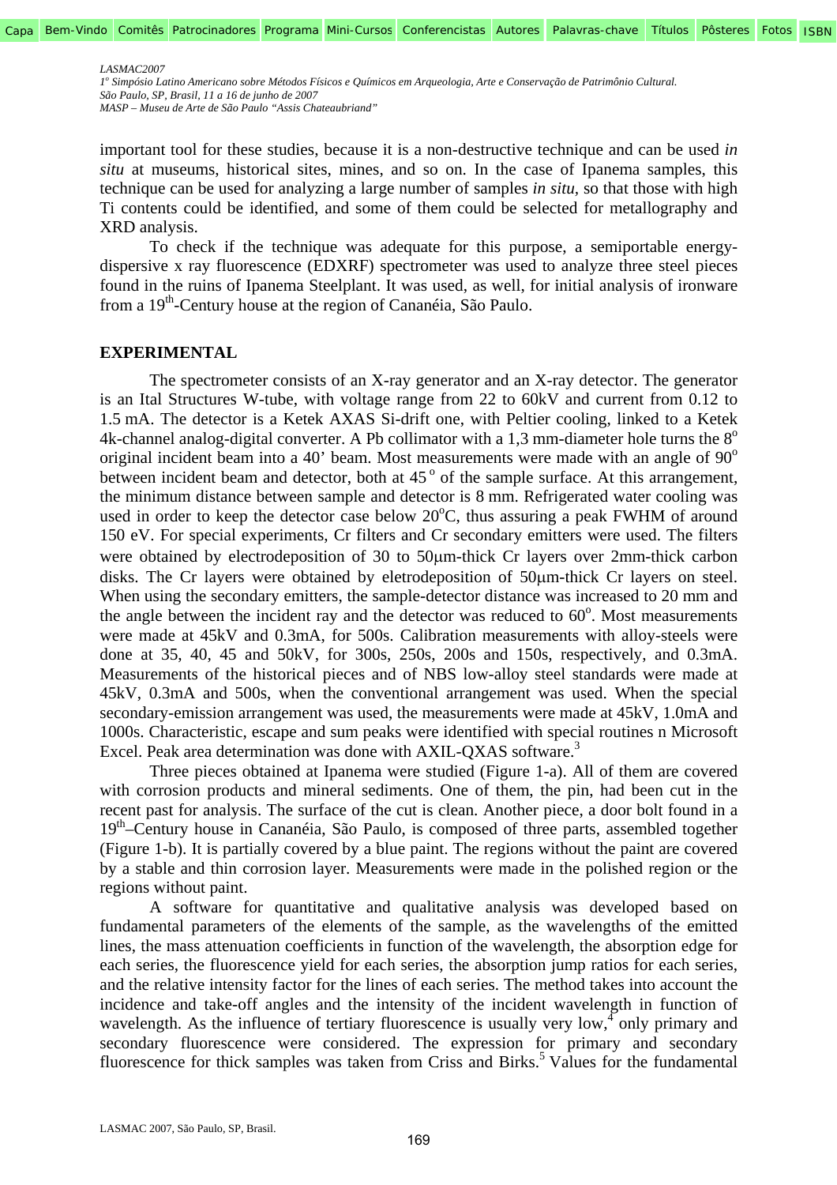important tool for these studies, because it is a non-destructive technique and can be used *in situ* at museums, historical sites, mines, and so on. In the case of Ipanema samples, this technique can be used for analyzing a large number of samples *in situ*, so that those with high Ti contents could be identified, and some of them could be selected for metallography and XRD analysis.

To check if the technique was adequate for this purpose, a semiportable energy-dispersive x ray fluorescence (EDXRF) spectrometer was used to analyze three steel pieces found in the ruins of Ipanema Steelplant. It was used, as well, for initial analysis of ironware from a $19^{th}$-Century house at the region of Cananéia, São Paulo.

## EXPERIMENTAL

The spectrometer consists of an X-ray generator and an X-ray detector. The generator is an Ital Structures W-tube, with voltage range from 22 to 60kV and current from 0.12 to 1.5 mA. The detector is a Ketek AXAS Si-drift one, with Peltier cooling, linked to a Ketek 4k-channel analog-digital converter. A Pb collimator with a 1,3 mm-diameter hole turns the $8^o$ original incident beam into a 40' beam. Most measurements were made with an angle of $90^o$ between incident beam and detector, both at $45^o$ of the sample surface. At this arrangement, the minimum distance between sample and detector is 8 mm. Refrigerated water cooling was used in order to keep the detector case below $20^oC$, thus assuring a peak FWHM of around 150 eV. For special experiments, Cr filters and Cr secondary emitters were used. The filters were obtained by electrodeposition of 30 to 50μm-thick Cr layers over 2mm-thick carbon disks. The Cr layers were obtained by eletrodeposition of 50μm-thick Cr layers on steel. When using the secondary emitters, the sample-detector distance was increased to 20 mm and the angle between the incident ray and the detector was reduced to $60^o$. Most measurements were made at 45kV and 0.3mA, for 500s. Calibration measurements with alloy-steels were done at 35, 40, 45 and 50kV, for 300s, 250s, 200s and 150s, respectively, and 0.3mA. Measurements of the historical pieces and of NBS low-alloy steel standards were made at 45kV, 0.3mA and 500s, when the conventional arrangement was used. When the special secondary-emission arrangement was used, the measurements were made at 45kV, 1.0mA and 1000s. Characteristic, escape and sum peaks were identified with special routines n Microsoft Excel. Peak area determination was done with AXIL-QXAS software.[3]

Three pieces obtained at Ipanema were studied (Figure 1-a). All of them are covered with corrosion products and mineral sediments. One of them, the pin, had been cut in the recent past for analysis. The surface of the cut is clean. Another piece, a door bolt found in a $19^{th}$–Century house in Cananéia, São Paulo, is composed of three parts, assembled together (Figure 1-b). It is partially covered by a blue paint. The regions without the paint are covered by a stable and thin corrosion layer. Measurements were made in the polished region or the regions without paint.

A software for quantitative and qualitative analysis was developed based on fundamental parameters of the elements of the sample, as the wavelengths of the emitted lines, the mass attenuation coefficients in function of the wavelength, the absorption edge for each series, the fluorescence yield for each series, the absorption jump ratios for each series, and the relative intensity factor for the lines of each series. The method takes into account the incidence and take-off angles and the intensity of the incident wavelength in function of wavelength. As the influence of tertiary fluorescence is usually very low,[4] only primary and secondary fluorescence were considered. The expression for primary and secondary fluorescence for thick samples was taken from Criss and Birks.[5] Values for the fundamental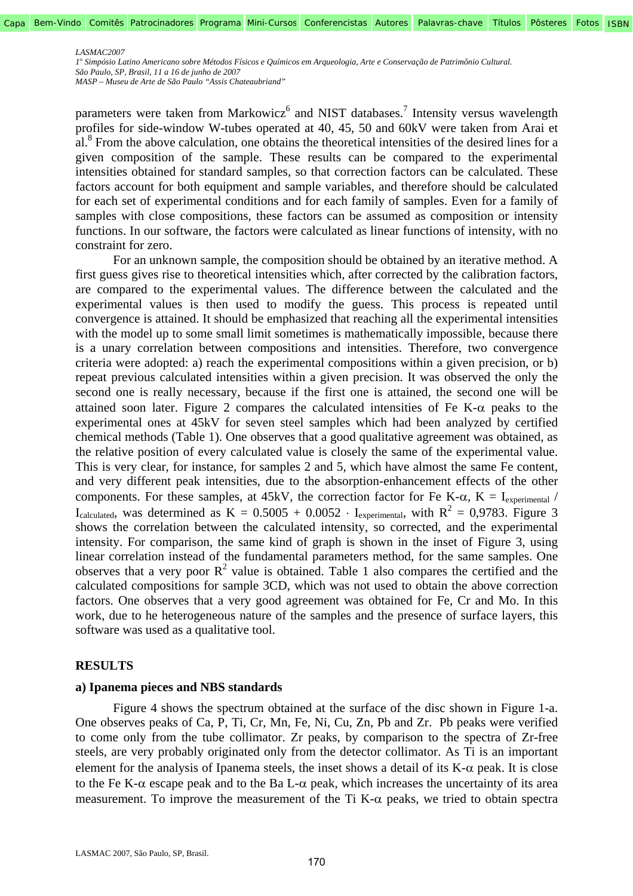parameters were taken from Markowicz[6] and NIST databases.[7] Intensity versus wavelength profiles for side-window W-tubes operated at 40, 45, 50 and 60kV were taken from Arai et al.[8] From the above calculation, one obtains the theoretical intensities of the desired lines for a given composition of the sample. These results can be compared to the experimental intensities obtained for standard samples, so that correction factors can be calculated. These factors account for both equipment and sample variables, and therefore should be calculated for each set of experimental conditions and for each family of samples. Even for a family of samples with close compositions, these factors can be assumed as composition or intensity functions. In our software, the factors were calculated as linear functions of intensity, with no constraint for zero.

For an unknown sample, the composition should be obtained by an iterative method. A first guess gives rise to theoretical intensities which, after corrected by the calibration factors, are compared to the experimental values. The difference between the calculated and the experimental values is then used to modify the guess. This process is repeated until convergence is attained. It should be emphasized that reaching all the experimental intensities with the model up to some small limit sometimes is mathematically impossible, because there is a unary correlation between compositions and intensities. Therefore, two convergence criteria were adopted: a) reach the experimental compositions within a given precision, or b) repeat previous calculated intensities within a given precision. It was observed the only the second one is really necessary, because if the first one is attained, the second one will be attained soon later. Figure 2 compares the calculated intensities of Fe K-$\alpha$ peaks to the experimental ones at 45kV for seven steel samples which had been analyzed by certified chemical methods (Table 1). One observes that a good qualitative agreement was obtained, as the relative position of every calculated value is closely the same of the experimental value. This is very clear, for instance, for samples 2 and 5, which have almost the same Fe content, and very different peak intensities, due to the absorption-enhancement effects of the other components. For these samples, at 45kV, the correction factor for Fe K-$\alpha$, $K = I_{experimental} / I_{calculated}$, was determined as $K = 0.5005 + 0.0052 \cdot I_{experimental}$, with $R^2 = 0,9783$. Figure 3 shows the correlation between the calculated intensity, so corrected, and the experimental intensity. For comparison, the same kind of graph is shown in the inset of Figure 3, using linear correlation instead of the fundamental parameters method, for the same samples. One observes that a very poor $R^2$ value is obtained. Table 1 also compares the certified and the calculated compositions for sample 3CD, which was not used to obtain the above correction factors. One observes that a very good agreement was obtained for Fe, Cr and Mo. In this work, due to he heterogeneous nature of the samples and the presence of surface layers, this software was used as a qualitative tool.

## RESULTS

### a) Ipanema pieces and NBS standards

Figure 4 shows the spectrum obtained at the surface of the disc shown in Figure 1-a. One observes peaks of Ca, P, Ti, Cr, Mn, Fe, Ni, Cu, Zn, Pb and Zr. Pb peaks were verified to come only from the tube collimator. Zr peaks, by comparison to the spectra of Zr-free steels, are very probably originated only from the detector collimator. As Ti is an important element for the analysis of Ipanema steels, the inset shows a detail of its K-$\alpha$ peak. It is close to the Fe K-$\alpha$ escape peak and to the Ba L-$\alpha$ peak, which increases the uncertainty of its area measurement. To improve the measurement of the Ti K-$\alpha$ peaks, we tried to obtain spectra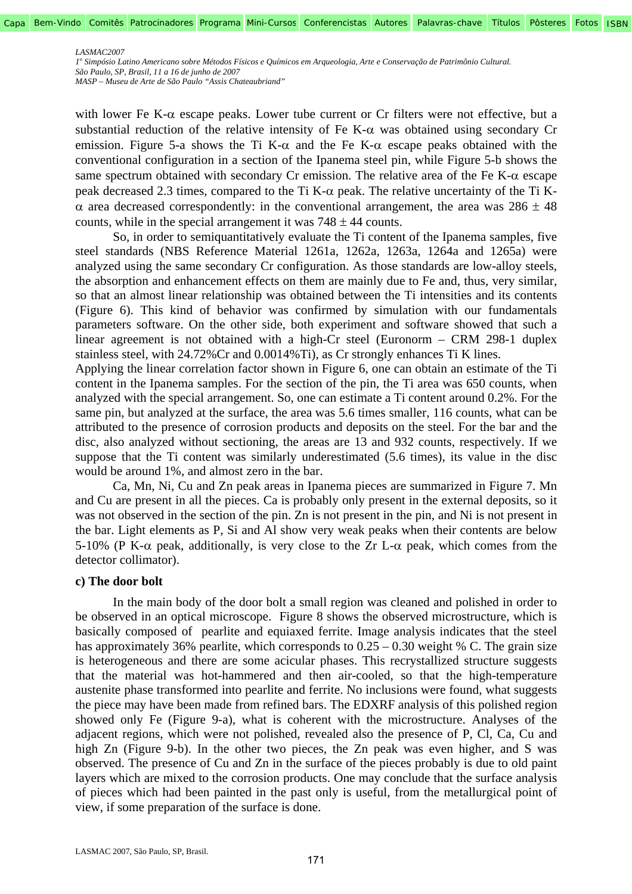with lower Fe K-α escape peaks. Lower tube current or Cr filters were not effective, but a substantial reduction of the relative intensity of Fe K-α was obtained using secondary Cr emission. Figure 5-a shows the Ti K-α and the Fe K-α escape peaks obtained with the conventional configuration in a section of the Ipanema steel pin, while Figure 5-b shows the same spectrum obtained with secondary Cr emission. The relative area of the Fe K-α escape peak decreased 2.3 times, compared to the Ti K-α peak. The relative uncertainty of the Ti K-α area decreased correspondently: in the conventional arrangement, the area was $286 \pm 48$ counts, while in the special arrangement it was $748 \pm 44$ counts.

So, in order to semiquantitatively evaluate the Ti content of the Ipanema samples, five steel standards (NBS Reference Material 1261a, 1262a, 1263a, 1264a and 1265a) were analyzed using the same secondary Cr configuration. As those standards are low-alloy steels, the absorption and enhancement effects on them are mainly due to Fe and, thus, very similar, so that an almost linear relationship was obtained between the Ti intensities and its contents (Figure 6). This kind of behavior was confirmed by simulation with our fundamentals parameters software. On the other side, both experiment and software showed that such a linear agreement is not obtained with a high-Cr steel (Euronorm – CRM 298-1 duplex stainless steel, with 24.72%Cr and 0.0014%Ti), as Cr strongly enhances Ti K lines.

Applying the linear correlation factor shown in Figure 6, one can obtain an estimate of the Ti content in the Ipanema samples. For the section of the pin, the Ti area was 650 counts, when analyzed with the special arrangement. So, one can estimate a Ti content around 0.2%. For the same pin, but analyzed at the surface, the area was 5.6 times smaller, 116 counts, what can be attributed to the presence of corrosion products and deposits on the steel. For the bar and the disc, also analyzed without sectioning, the areas are 13 and 932 counts, respectively. If we suppose that the Ti content was similarly underestimated (5.6 times), its value in the disc would be around 1%, and almost zero in the bar.

Ca, Mn, Ni, Cu and Zn peak areas in Ipanema pieces are summarized in Figure 7. Mn and Cu are present in all the pieces. Ca is probably only present in the external deposits, so it was not observed in the section of the pin. Zn is not present in the pin, and Ni is not present in the bar. Light elements as P, Si and Al show very weak peaks when their contents are below 5-10% (P K-α peak, additionally, is very close to the Zr L-α peak, which comes from the detector collimator).

**c) The door bolt**

In the main body of the door bolt a small region was cleaned and polished in order to be observed in an optical microscope. Figure 8 shows the observed microstructure, which is basically composed of pearlite and equiaxed ferrite. Image analysis indicates that the steel has approximately 36% pearlite, which corresponds to 0.25 – 0.30 weight % C. The grain size is heterogeneous and there are some acicular phases. This recrystallized structure suggests that the material was hot-hammered and then air-cooled, so that the high-temperature austenite phase transformed into pearlite and ferrite. No inclusions were found, what suggests the piece may have been made from refined bars. The EDXRF analysis of this polished region showed only Fe (Figure 9-a), what is coherent with the microstructure. Analyses of the adjacent regions, which were not polished, revealed also the presence of P, Cl, Ca, Cu and high Zn (Figure 9-b). In the other two pieces, the Zn peak was even higher, and S was observed. The presence of Cu and Zn in the surface of the pieces probably is due to old paint layers which are mixed to the corrosion products. One may conclude that the surface analysis of pieces which had been painted in the past only is useful, from the metallurgical point of view, if some preparation of the surface is done.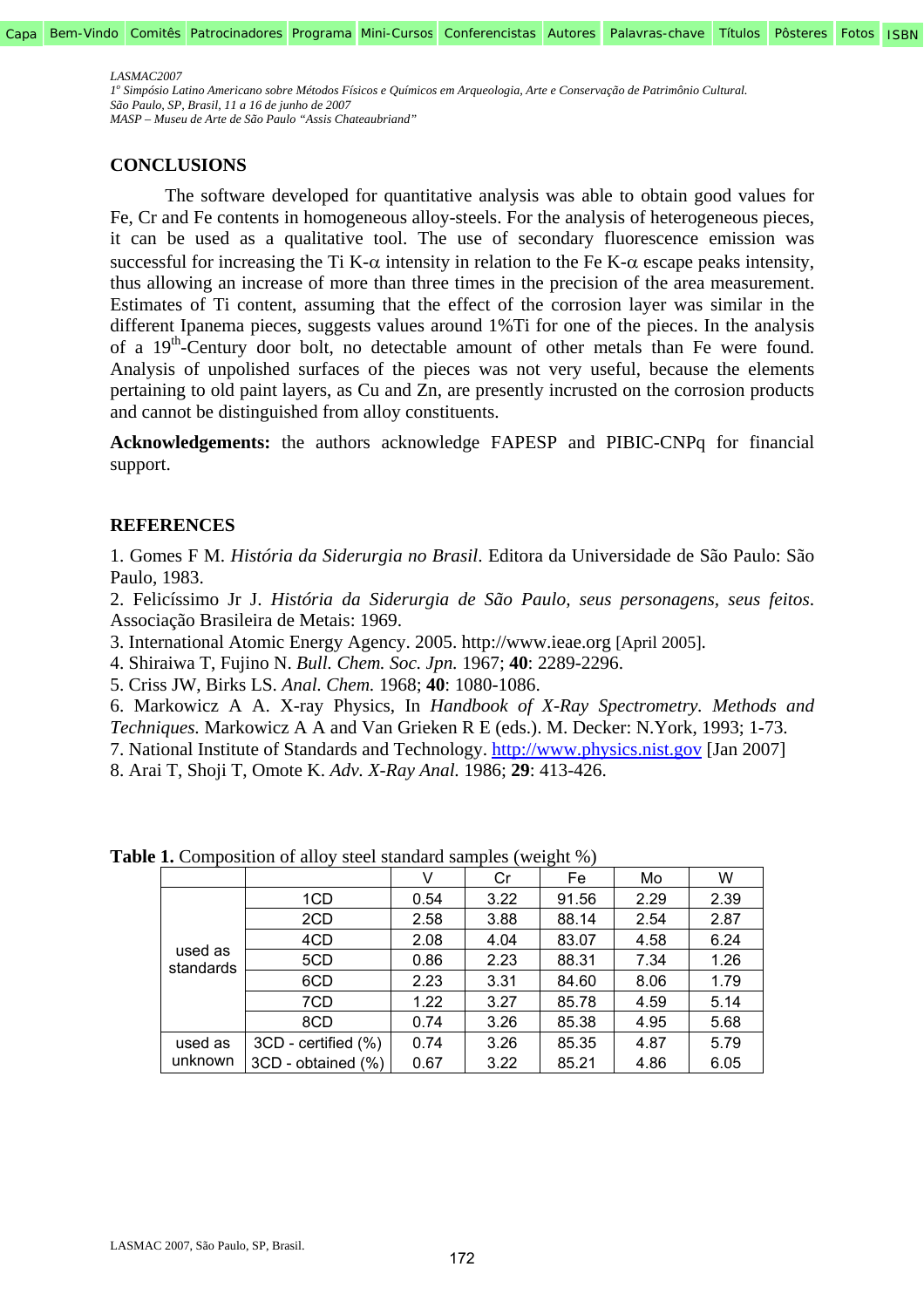## CONCLUSIONS

The software developed for quantitative analysis was able to obtain good values for Fe, Cr and Fe contents in homogeneous alloy-steels. For the analysis of heterogeneous pieces, it can be used as a qualitative tool. The use of secondary fluorescence emission was successful for increasing the Ti K-$\alpha$ intensity in relation to the Fe K-$\alpha$ escape peaks intensity, thus allowing an increase of more than three times in the precision of the area measurement. Estimates of Ti content, assuming that the effect of the corrosion layer was similar in the different Ipanema pieces, suggests values around 1%Ti for one of the pieces. In the analysis of a 19th-Century door bolt, no detectable amount of other metals than Fe were found. Analysis of unpolished surfaces of the pieces was not very useful, because the elements pertaining to old paint layers, as Cu and Zn, are presently incrusted on the corrosion products and cannot be distinguished from alloy constituents.

**Acknowledgements:** the authors acknowledge FAPESP and PIBIC-CNPq for financial support.

## REFERENCES

1. Gomes F M. *História da Siderurgia no Brasil*. Editora da Universidade de São Paulo: São Paulo, 1983.
2. Felicíssimo Jr J. *História da Siderurgia de São Paulo, seus personagens, seus feitos*. Associação Brasileira de Metais: 1969.
3. International Atomic Energy Agency. 2005. http://www.ieae.org [April 2005].
4. Shiraiwa T, Fujino N. *Bull. Chem. Soc. Jpn.* 1967; **40**: 2289-2296.
5. Criss JW, Birks LS. *Anal. Chem.* 1968; **40**: 1080-1086.
6. Markowicz A A. X-ray Physics, In *Handbook of X-Ray Spectrometry. Methods and Techniques.* Markowicz A A and Van Grieken R E (eds.). M. Decker: N.York, 1993; 1-73.
7. National Institute of Standards and Technology. http://www.physics.nist.gov [Jan 2007]
8. Arai T, Shoji T, Omote K. *Adv. X-Ray Anal.* 1986; **29**: 413-426.

**Table 1.** Composition of alloy steel standard samples (weight %)

| | | V | Cr | Fe | Mo | W |
|---|---|---|---|---|---|---|
| used as standards | 1CD | 0.54 | 3.22 | 91.56 | 2.29 | 2.39 |
| | 2CD | 2.58 | 3.88 | 88.14 | 2.54 | 2.87 |
| | 4CD | 2.08 | 4.04 | 83.07 | 4.58 | 6.24 |
| | 5CD | 0.86 | 2.23 | 88.31 | 7.34 | 1.26 |
| | 6CD | 2.23 | 3.31 | 84.60 | 8.06 | 1.79 |
| | 7CD | 1.22 | 3.27 | 85.78 | 4.59 | 5.14 |
| | 8CD | 0.74 | 3.26 | 85.38 | 4.95 | 5.68 |
| used as unknown | 3CD - certified (%) | 0.74 | 3.26 | 85.35 | 4.87 | 5.79 |
| | 3CD - obtained (%) | 0.67 | 3.22 | 85.21 | 4.86 | 6.05 |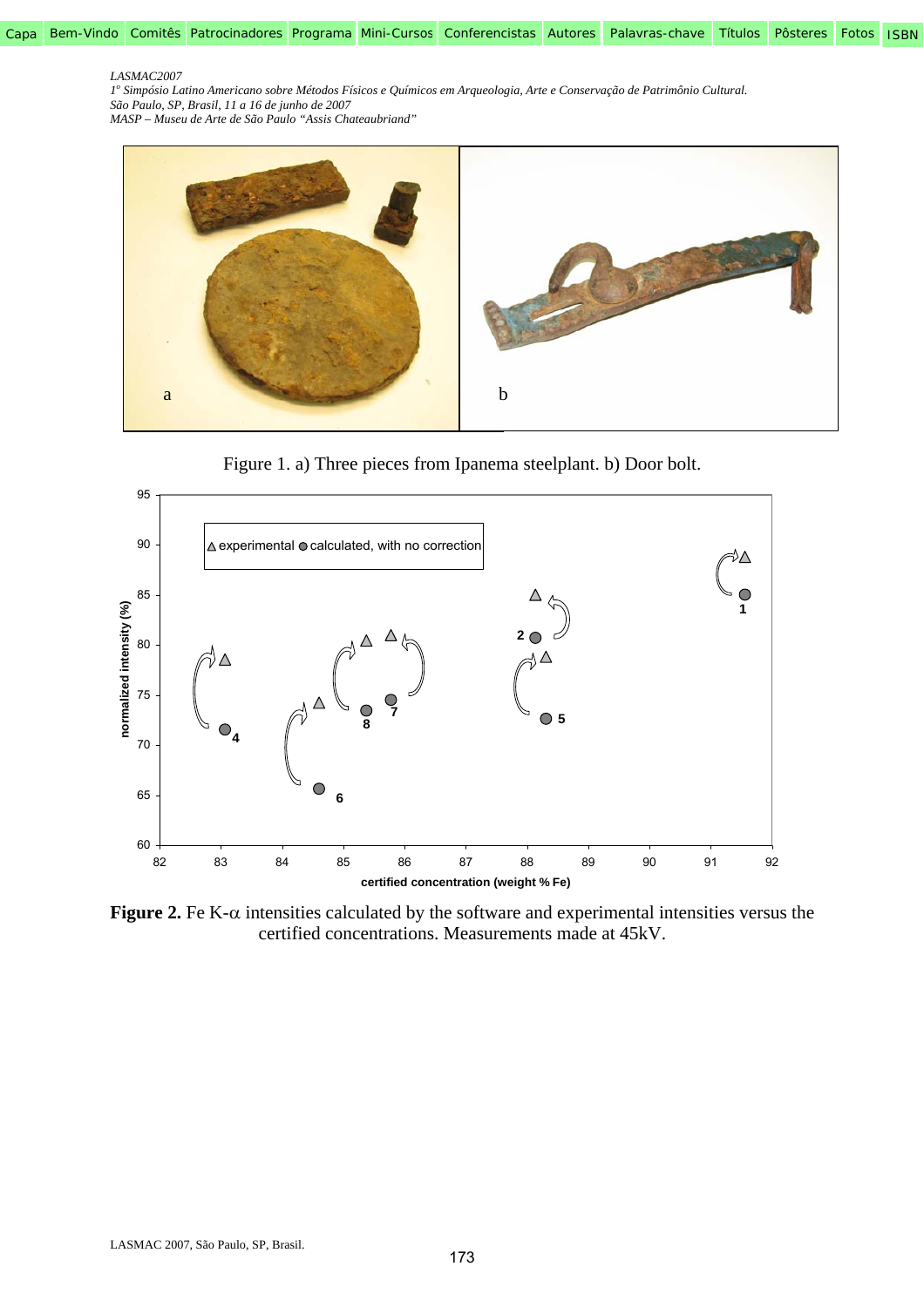Figure 1. a) Three pieces from Ipanema steelplant. b) Door bolt.

**Figure 2.** Fe K-$\alpha$ intensities calculated by the software and experimental intensities versus the certified concentrations. Measurements made at 45kV.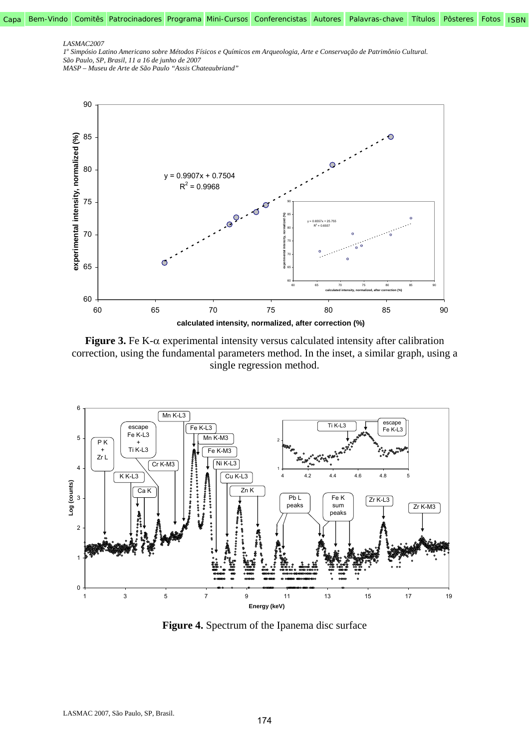**Figure 3.** Fe K-$\alpha$ experimental intensity versus calculated intensity after calibration correction, using the fundamental parameters method. In the inset, a similar graph, using a single regression method.

**Figure 4.** Spectrum of the Ipanema disc surface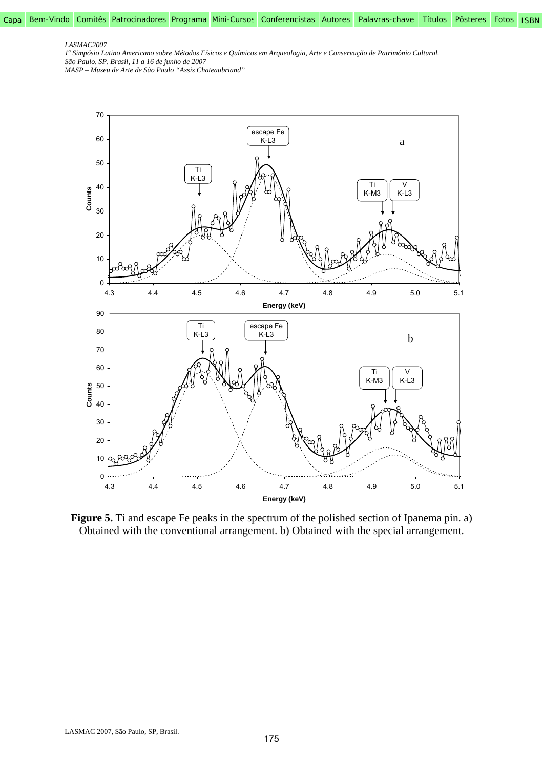**Figure 5.** Ti and escape Fe peaks in the spectrum of the polished section of Ipanema pin. a) Obtained with the conventional arrangement. b) Obtained with the special arrangement.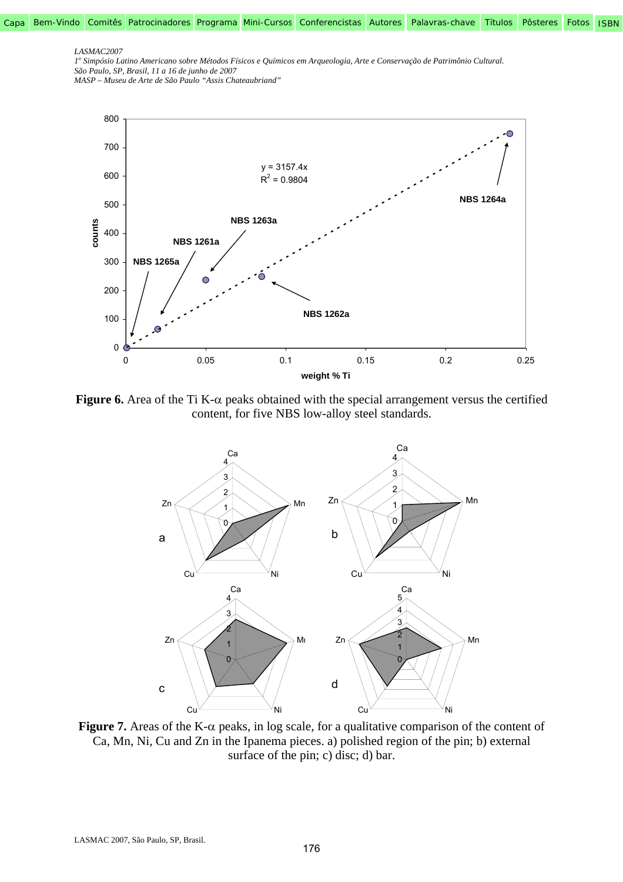**Figure 6.** Area of the Ti K-α peaks obtained with the special arrangement versus the certified content, for five NBS low-alloy steel standards.

**Figure 7.** Areas of the K-α peaks, in log scale, for a qualitative comparison of the content of Ca, Mn, Ni, Cu and Zn in the Ipanema pieces. a) polished region of the pin; b) external surface of the pin; c) disc; d) bar.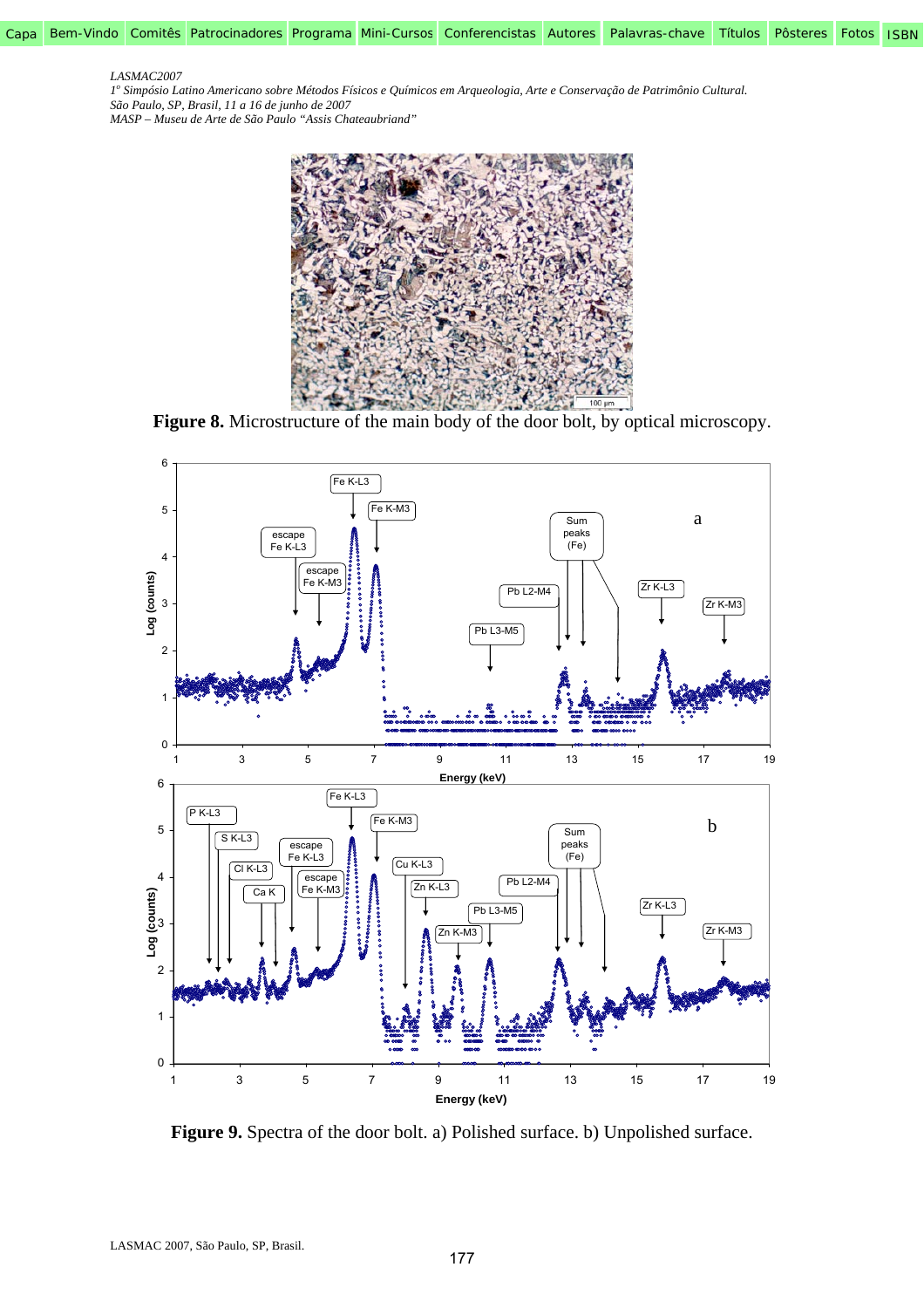100 µm

**Figure 8.** Microstructure of the main body of the door bolt, by optical microscopy.

a

Log (counts)

Energy (keV)

Fe K-L3
Fe K-M3
escape Fe K-L3
escape Fe K-M3
Sum peaks (Fe)
Pb L2-M4
Pb L3-M5
Zr K-L3
Zr K-M3

0 1 2 3 4 5 6
1 3 5 7 9 11 13 15 17 19

b

Log (counts)

Energy (keV)

Fe K-L3
Fe K-M3
P K-L3
S K-L3
Cl K-L3
Ca K
escape Fe K-L3
escape Fe K-M3
Cu K-L3
Zn K-L3
Zn K-M3
Pb L3-M5
Pb L2-M4
Sum peaks (Fe)
Zr K-L3
Zr K-M3

0 1 2 3 4 5 6
1 3 5 7 9 11 13 15 17 19

**Figure 9.** Spectra of the door bolt. a) Polished surface. b) Unpolished surface.